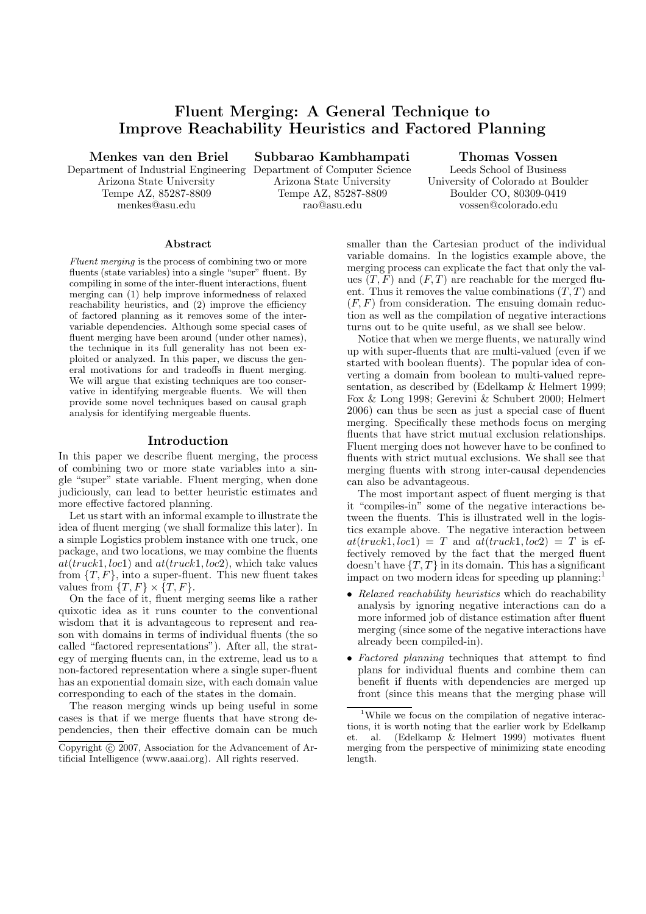# Fluent Merging: A General Technique to Improve Reachability Heuristics and Factored Planning

**Menkes van den Briel**
Department of Industrial Engineering
Arizona State University
Tempe AZ, 85287-8809
menkes@asu.edu

**Subbarao Kambhampati**
Department of Computer Science
Arizona State University
Tempe AZ, 85287-8809
rao@asu.edu

**Thomas Vossen**
Leeds School of Business
University of Colorado at Boulder
Boulder CO, 80309-0419
vossen@colorado.edu

## Abstract

*Fluent merging* is the process of combining two or more fluents (state variables) into a single "super" fluent. By compiling in some of the inter-fluent interactions, fluent merging can (1) help improve informedness of relaxed reachability heuristics, and (2) improve the efficiency of factored planning as it removes some of the inter-variable dependencies. Although some special cases of fluent merging have been around (under other names), the technique in its full generality has not been exploited or analyzed. In this paper, we discuss the general motivations for and tradeoffs in fluent merging. We will argue that existing techniques are too conservative in identifying mergeable fluents. We will then provide some novel techniques based on causal graph analysis for identifying mergeable fluents.

## Introduction

In this paper we describe fluent merging, the process of combining two or more state variables into a single "super" state variable. Fluent merging, when done judiciously, can lead to better heuristic estimates and more effective factored planning.

Let us start with an informal example to illustrate the idea of fluent merging (we shall formalize this later). In a simple Logistics problem instance with one truck, one package, and two locations, we may combine the fluents $at(truck1, loc1)$ and $at(truck1, loc2)$, which take values from $\{T, F\}$, into a super-fluent. This new fluent takes values from $\{T, F\} \times \{T, F\}$.

On the face of it, fluent merging seems like a rather quixotic idea as it runs counter to the conventional wisdom that it is advantageous to represent and reason with domains in terms of individual fluents (the so called "factored representations"). After all, the strategy of merging fluents can, in the extreme, lead us to a non-factored representation where a single super-fluent has an exponential domain size, with each domain value corresponding to each of the states in the domain.

The reason merging winds up being useful in some cases is that if we merge fluents that have strong dependencies, then their effective domain can be much smaller than the Cartesian product of the individual variable domains. In the logistics example above, the merging process can explicate the fact that only the values $(T, F)$ and $(F, T)$ are reachable for the merged fluent. Thus it removes the value combinations $(T, T)$ and $(F, F)$ from consideration. The ensuing domain reduction as well as the compilation of negative interactions turns out to be quite useful, as we shall see below.

Notice that when we merge fluents, we naturally wind up with super-fluents that are multi-valued (even if we started with boolean fluents). The popular idea of converting a domain from boolean to multi-valued representation, as described by (Edelkamp & Helmert 1999; Fox & Long 1998; Gerevini & Schubert 2000; Helmert 2006) can thus be seen as just a special case of fluent merging. Specifically these methods focus on merging fluents that have strict mutual exclusion relationships. Fluent merging does not however have to be confined to fluents with strict mutual exclusions. We shall see that merging fluents with strong inter-causal dependencies can also be advantageous.

The most important aspect of fluent merging is that it "compiles-in" some of the negative interactions between the fluents. This is illustrated well in the logistics example above. The negative interaction between $at(truck1, loc1) = T$ and $at(truck1, loc2) = T$ is effectively removed by the fact that the merged fluent doesn't have $\{T, T\}$ in its domain. This has a significant impact on two modern ideas for speeding up planning:[1]

- *Relaxed reachability heuristics* which do reachability analysis by ignoring negative interactions can do a more informed job of distance estimation after fluent merging (since some of the negative interactions have already been compiled-in).
- *Factored planning* techniques that attempt to find plans for individual fluents and combine them can benefit if fluents with dependencies are merged up front (since this means that the merging phase will

Copyright © 2007, Association for the Advancement of Artificial Intelligence (www.aaai.org). All rights reserved.

[1] While we focus on the compilation of negative interactions, it is worth noting that the earlier work by Edelkamp et. al. (Edelkamp & Helmert 1999) motivates fluent merging from the perspective of minimizing state encoding length.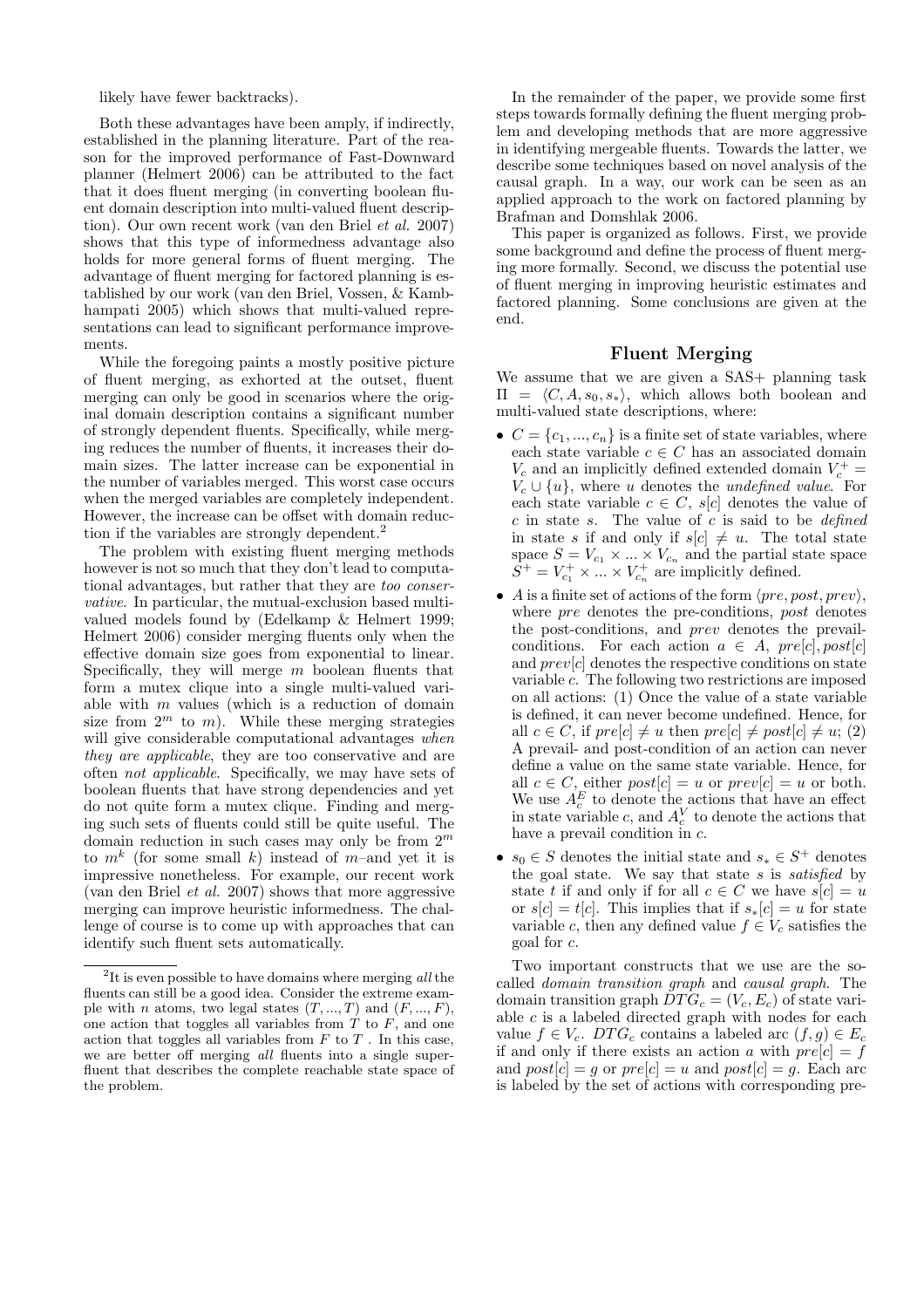likely have fewer backtracks).

Both these advantages have been amply, if indirectly, established in the planning literature. Part of the reason for the improved performance of Fast-Downward planner (Helmert 2006) can be attributed to the fact that it does fluent merging (in converting boolean fluent domain description into multi-valued fluent description). Our own recent work (van den Briel *et al.* 2007) shows that this type of informedness advantage also holds for more general forms of fluent merging. The advantage of fluent merging for factored planning is established by our work (van den Briel, Vossen, & Kambhampati 2005) which shows that multi-valued representations can lead to significant performance improvements.

While the foregoing paints a mostly positive picture of fluent merging, as exhorted at the outset, fluent merging can only be good in scenarios where the original domain description contains a significant number of strongly dependent fluents. Specifically, while merging reduces the number of fluents, it increases their domain sizes. The latter increase can be exponential in the number of variables merged. This worst case occurs when the merged variables are completely independent. However, the increase can be offset with domain reduction if the variables are strongly dependent.[2]

The problem with existing fluent merging methods however is not so much that they don't lead to computational advantages, but rather that they are *too conservative*. In particular, the mutual-exclusion based multi-valued models found by (Edelkamp & Helmert 1999; Helmert 2006) consider merging fluents only when the effective domain size goes from exponential to linear. Specifically, they will merge $m$ boolean fluents that form a mutex clique into a single multi-valued variable with $m$ values (which is a reduction of domain size from $2^m$ to $m$). While these merging strategies will give considerable computational advantages *when they are applicable*, they are too conservative and are often *not applicable*. Specifically, we may have sets of boolean fluents that have strong dependencies and yet do not quite form a mutex clique. Finding and merging such sets of fluents could still be quite useful. The domain reduction in such cases may only be from $2^m$ to $m^k$ (for some small $k$) instead of $m$–and yet it is impressive nonetheless. For example, our recent work (van den Briel *et al.* 2007) shows that more aggressive merging can improve heuristic informedness. The challenge of course is to come up with approaches that can identify such fluent sets automatically.

[2] It is even possible to have domains where merging *all* the fluents can still be a good idea. Consider the extreme example with $n$ atoms, two legal states $(T, ..., T)$ and $(F, ..., F)$, one action that toggles all variables from $T$ to $F$, and one action that toggles all variables from $F$ to $T$. In this case, we are better off merging *all* fluents into a single super-fluent that describes the complete reachable state space of the problem.

In the remainder of the paper, we provide some first steps towards formally defining the fluent merging problem and developing methods that are more aggressive in identifying mergeable fluents. Towards the latter, we describe some techniques based on novel analysis of the causal graph. In a way, our work can be seen as an applied approach to the work on factored planning by Brafman and Domshlak 2006.

This paper is organized as follows. First, we provide some background and define the process of fluent merging more formally. Second, we discuss the potential use of fluent merging in improving heuristic estimates and factored planning. Some conclusions are given at the end.

## Fluent Merging

We assume that we are given a SAS+ planning task $\Pi = \langle C, A, s_0, s_* \rangle$, which allows both boolean and multi-valued state descriptions, where:

- $C = \{c_1, ..., c_n\}$ is a finite set of state variables, where each state variable $c \in C$ has an associated domain $V_c$ and an implicitly defined extended domain $V_c^+ = V_c \cup \{u\}$, where $u$ denotes the *undefined value*. For each state variable $c \in C$, $s[c]$ denotes the value of $c$ in state $s$. The value of $c$ is said to be *defined* in state $s$ if and only if $s[c] \neq u$. The total state space $S = V_{c_1} \times ... \times V_{c_n}$ and the partial state space $S^+ = V_{c_1}^+ \times ... \times V_{c_n}^+$ are implicitly defined.
- $A$ is a finite set of actions of the form $\langle pre, post, prev \rangle$, where $pre$ denotes the pre-conditions, $post$ denotes the post-conditions, and $prev$ denotes the prevail-conditions. For each action $a \in A$, $pre[c], post[c]$ and $prev[c]$ denotes the respective conditions on state variable $c$. The following two restrictions are imposed on all actions: (1) Once the value of a state variable is defined, it can never become undefined. Hence, for all $c \in C$, if $pre[c] \neq u$ then $pre[c] \neq post[c] \neq u$; (2) A prevail- and post-condition of an action can never define a value on the same state variable. Hence, for all $c \in C$, either $post[c] = u$ or $prev[c] = u$ or both. We use $A_c^E$ to denote the actions that have an effect in state variable $c$, and $A_c^V$ to denote the actions that have a prevail condition in $c$.
- $s_0 \in S$ denotes the initial state and $s_* \in S^+$ denotes the goal state. We say that state $s$ is *satisfied* by state $t$ if and only if for all $c \in C$ we have $s[c] = u$ or $s[c] = t[c]$. This implies that if $s_*[c] = u$ for state variable $c$, then any defined value $f \in V_c$ satisfies the goal for $c$.

Two important constructs that we use are the so-called *domain transition graph* and *causal graph*. The domain transition graph $DTG_c = (V_c, E_c)$ of state variable $c$ is a labeled directed graph with nodes for each value $f \in V_c$. $DTG_c$ contains a labeled arc $(f, g) \in E_c$ if and only if there exists an action $a$ with $pre[c] = f$ and $post[c] = g$ or $pre[c] = u$ and $post[c] = g$. Each arc is labeled by the set of actions with corresponding pre-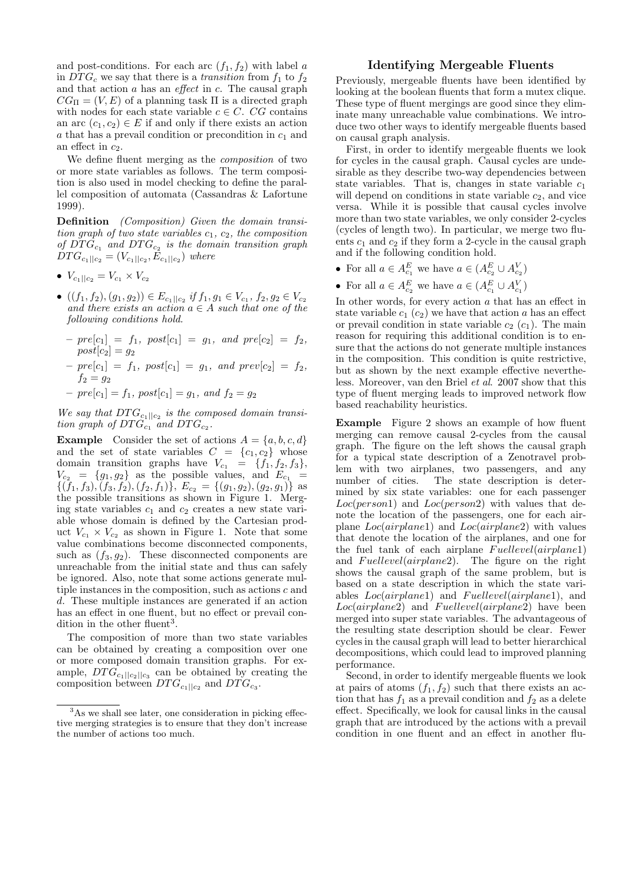and post-conditions. For each arc $(f_1, f_2)$ with label $a$ in $DTG_c$ we say that there is a *transition* from $f_1$ to $f_2$ and that action $a$ has an *effect* in $c$. The causal graph $CG_\Pi = (V, E)$ of a planning task $\Pi$ is a directed graph with nodes for each state variable $c \in C$. $CG$ contains an arc $(c_1, c_2) \in E$ if and only if there exists an action $a$ that has a prevail condition or precondition in $c_1$ and an effect in $c_2$.

We define fluent merging as the *composition* of two or more state variables as follows. The term composition is also used in model checking to define the parallel composition of automata (Cassandras & Lafortune 1999).

**Definition** *(Composition) Given the domain transition graph of two state variables $c_1$, $c_2$, the composition of $DTG_{c_1}$ and $DTG_{c_2}$ is the domain transition graph $DTG_{c_1||c_2} = (V_{c_1||c_2}, E_{c_1||c_2})$ where*

- $V_{c_1||c_2} = V_{c_1} \times V_{c_2}$
- $((f_1, f_2), (g_1, g_2)) \in E_{c_1||c_2}$ *if* $f_1, g_1 \in V_{c_1}$, $f_2, g_2 \in V_{c_2}$ *and there exists an action $a \in A$ such that one of the following conditions hold.*
  - $pre[c_1] = f_1$, $post[c_1] = g_1$, *and* $pre[c_2] = f_2$, $post[c_2] = g_2$
  - $pre[c_1] = f_1$, $post[c_1] = g_1$, *and* $prev[c_2] = f_2$, $f_2 = g_2$
  - $pre[c_1] = f_1$, $post[c_1] = g_1$, *and* $f_2 = g_2$

*We say that $DTG_{c_1||c_2}$ is the composed domain transition graph of $DTG_{c_1}$ and $DTG_{c_2}$.*

**Example** Consider the set of actions $A = \{a, b, c, d\}$ and the set of state variables $C = \{c_1, c_2\}$ whose domain transition graphs have $V_{c_1} = \{f_1, f_2, f_3\}$, $V_{c_2} = \{g_1, g_2\}$ as the possible values, and $E_{c_1} = \{(f_1, f_3), (f_3, f_2), (f_2, f_1)\}$, $E_{c_2} = \{(g_1, g_2), (g_2, g_1)\}$ as the possible transitions as shown in Figure 1. Merging state variables $c_1$ and $c_2$ creates a new state variable whose domain is defined by the Cartesian product $V_{c_1} \times V_{c_2}$ as shown in Figure 1. Note that some value combinations become disconnected components, such as $(f_3, g_2)$. These disconnected components are unreachable from the initial state and thus can safely be ignored. Also, note that some actions generate multiple instances in the composition, such as actions $c$ and $d$. These multiple instances are generated if an action has an effect in one fluent, but no effect or prevail condition in the other fluent[3].

The composition of more than two state variables can be obtained by creating a composition over one or more composed domain transition graphs. For example, $DTG_{c_1||c_2||c_3}$ can be obtained by creating the composition between $DTG_{c_1||c_2}$ and $DTG_{c_3}$.

[3]As we shall see later, one consideration in picking effective merging strategies is to ensure that they don't increase the number of actions too much.

## Identifying Mergeable Fluents

Previously, mergeable fluents have been identified by looking at the boolean fluents that form a mutex clique. These type of fluent mergings are good since they eliminate many unreachable value combinations. We introduce two other ways to identify mergeable fluents based on causal graph analysis.

First, in order to identify mergeable fluents we look for cycles in the causal graph. Causal cycles are undesirable as they describe two-way dependencies between state variables. That is, changes in state variable $c_1$ will depend on conditions in state variable $c_2$, and vice versa. While it is possible that causal cycles involve more than two state variables, we only consider 2-cycles (cycles of length two). In particular, we merge two fluents $c_1$ and $c_2$ if they form a 2-cycle in the causal graph and if the following condition hold.

- For all $a \in A^E_{c_1}$ we have $a \in (A^E_{c_2} \cup A^V_{c_2})$
- For all $a \in A^E_{c_2}$ we have $a \in (A^E_{c_1} \cup A^V_{c_1})$

In other words, for every action $a$ that has an effect in state variable $c_1$ ($c_2$) we have that action $a$ has an effect or prevail condition in state variable $c_2$ ($c_1$). The main reason for requiring this additional condition is to ensure that the actions do not generate multiple instances in the composition. This condition is quite restrictive, but as shown by the next example effective nevertheless. Moreover, van den Briel *et al.* 2007 show that this type of fluent merging leads to improved network flow based reachability heuristics.

**Example** Figure 2 shows an example of how fluent merging can remove causal 2-cycles from the causal graph. The figure on the left shows the causal graph for a typical state description of a Zenotravel problem with two airplanes, two passengers, and any number of cities. The state description is determined by six state variables: one for each passenger $Loc(person1)$ and $Loc(person2)$ with values that denote the location of the passengers, one for each airplane $Loc(airplane1)$ and $Loc(airplane2)$ with values that denote the location of the airplanes, and one for the fuel tank of each airplane $Fuellevel(airplane1)$ and $Fuellevel(airplane2)$. The figure on the right shows the causal graph of the same problem, but is based on a state description in which the state variables $Loc(airplane1)$ and $Fuellevel(airplane1)$, and $Loc(airplane2)$ and $Fuellevel(airplane2)$ have been merged into super state variables. The advantageous of the resulting state description should be clear. Fewer cycles in the causal graph will lead to better hierarchical decompositions, which could lead to improved planning performance.

Second, in order to identify mergeable fluents we look at pairs of atoms $(f_1, f_2)$ such that there exists an action that has $f_1$ as a prevail condition and $f_2$ as a delete effect. Specifically, we look for causal links in the causal graph that are introduced by the actions with a prevail condition in one fluent and an effect in another flu-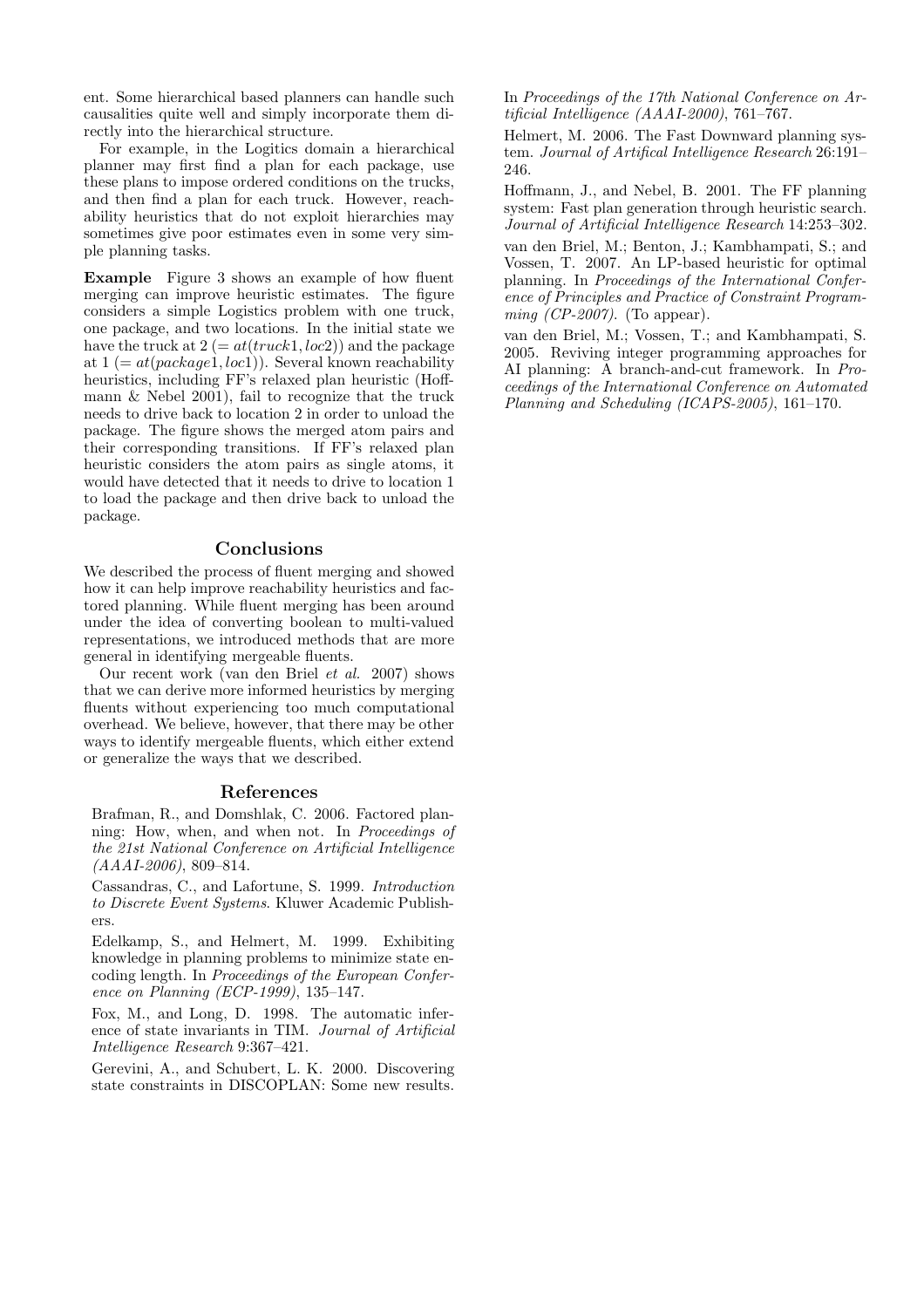ent. Some hierarchical based planners can handle such causalities quite well and simply incorporate them directly into the hierarchical structure.

For example, in the Logitics domain a hierarchical planner may first find a plan for each package, use these plans to impose ordered conditions on the trucks, and then find a plan for each truck. However, reachability heuristics that do not exploit hierarchies may sometimes give poor estimates even in some very simple planning tasks.

**Example** Figure 3 shows an example of how fluent merging can improve heuristic estimates. The figure considers a simple Logistics problem with one truck, one package, and two locations. In the initial state we have the truck at 2 (= $at(truck1, loc2)$) and the package at 1 (= $at(package1, loc1)$). Several known reachability heuristics, including FF's relaxed plan heuristic (Hoffmann & Nebel 2001), fail to recognize that the truck needs to drive back to location 2 in order to unload the package. The figure shows the merged atom pairs and their corresponding transitions. If FF's relaxed plan heuristic considers the atom pairs as single atoms, it would have detected that it needs to drive to location 1 to load the package and then drive back to unload the package.

## Conclusions

We described the process of fluent merging and showed how it can help improve reachability heuristics and factored planning. While fluent merging has been around under the idea of converting boolean to multi-valued representations, we introduced methods that are more general in identifying mergeable fluents.

Our recent work (van den Briel *et al.* 2007) shows that we can derive more informed heuristics by merging fluents without experiencing too much computational overhead. We believe, however, that there may be other ways to identify mergeable fluents, which either extend or generalize the ways that we described.

## References

Brafman, R., and Domshlak, C. 2006. Factored planning: How, when, and when not. In *Proceedings of the 21st National Conference on Artificial Intelligence (AAAI-2006)*, 809–814.

Cassandras, C., and Lafortune, S. 1999. *Introduction to Discrete Event Systems*. Kluwer Academic Publishers.

Edelkamp, S., and Helmert, M. 1999. Exhibiting knowledge in planning problems to minimize state encoding length. In *Proceedings of the European Conference on Planning (ECP-1999)*, 135–147.

Fox, M., and Long, D. 1998. The automatic inference of state invariants in TIM. *Journal of Artificial Intelligence Research* 9:367–421.

Gerevini, A., and Schubert, L. K. 2000. Discovering state constraints in DISCOPLAN: Some new results. In *Proceedings of the 17th National Conference on Artificial Intelligence (AAAI-2000)*, 761–767.

Helmert, M. 2006. The Fast Downward planning system. *Journal of Artifical Intelligence Research* 26:191–246.

Hoffmann, J., and Nebel, B. 2001. The FF planning system: Fast plan generation through heuristic search. *Journal of Artificial Intelligence Research* 14:253–302.

van den Briel, M.; Benton, J.; Kambhampati, S.; and Vossen, T. 2007. An LP-based heuristic for optimal planning. In *Proceedings of the International Conference of Principles and Practice of Constraint Programming (CP-2007)*. (To appear).

van den Briel, M.; Vossen, T.; and Kambhampati, S. 2005. Reviving integer programming approaches for AI planning: A branch-and-cut framework. In *Proceedings of the International Conference on Automated Planning and Scheduling (ICAPS-2005)*, 161–170.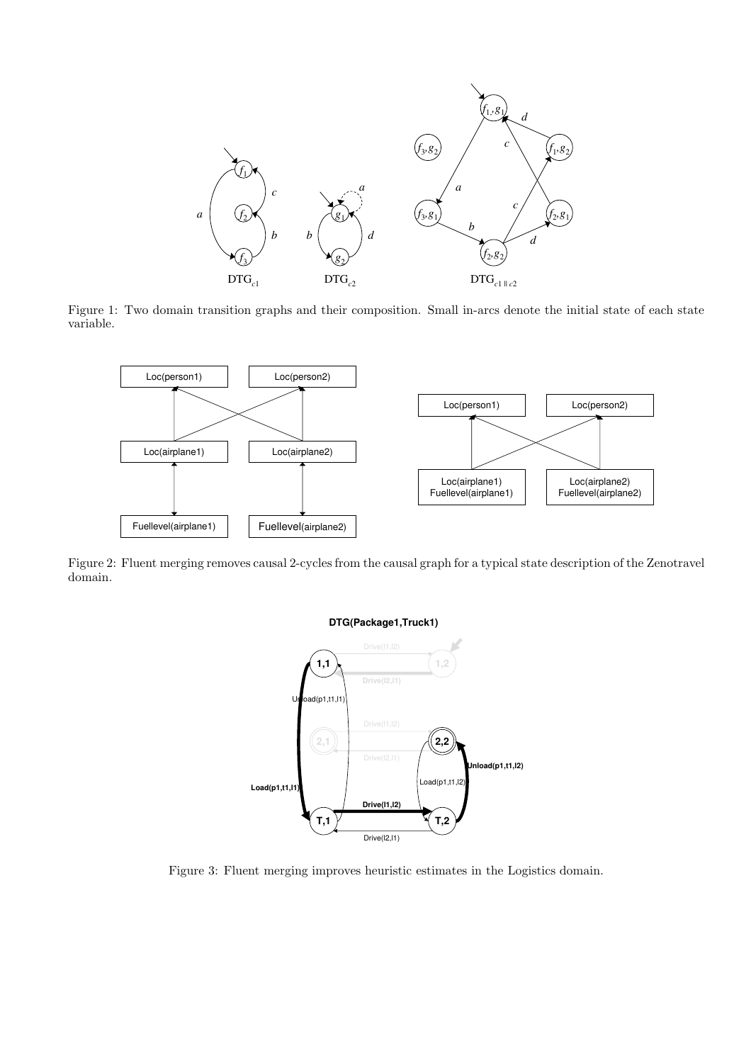$f_1$

$f_2$

$f_3$

$a$

$c$

$b$

$\mathrm{DTG}_{c1}$

$g_1$

$g_2$

$a$

$b$

$d$

$\mathrm{DTG}_{c2}$

$f_1, g_1$

$f_3, g_2$

$f_1, g_2$

$f_3, g_1$

$f_2, g_1$

$f_2, g_2$

$a$

$b$

$c$

$c$

$d$

$d$

$\mathrm{DTG}_{c1 \parallel c2}$

Figure 1: Two domain transition graphs and their composition. Small in-arcs denote the initial state of each state variable.

Loc(person1)

Loc(person2)

Loc(airplane1)

Loc(airplane2)

Fuellevel(airplane1)

Fuellevel(airplane2)

Loc(person1)

Loc(person2)

Loc(airplane1)
Fuellevel(airplane1)

Loc(airplane2)
Fuellevel(airplane2)

Figure 2: Fluent merging removes causal 2-cycles from the causal graph for a typical state description of the Zenotravel domain.

**DTG(Package1,Truck1)**

1,1

1,2

2,1

2,2

T,1

T,2

Drive(l1,l2)

Drive(l2,l1)

Drive(l1,l2)

Drive(l2,l1)

Drive(l1,l2)

Drive(l2,l1)

Unload(p1,t1,l1)

Load(p1,t1,l1)

Load(p1,t1,l2)

Unload(p1,t1,l2)

Figure 3: Fluent merging improves heuristic estimates in the Logistics domain.